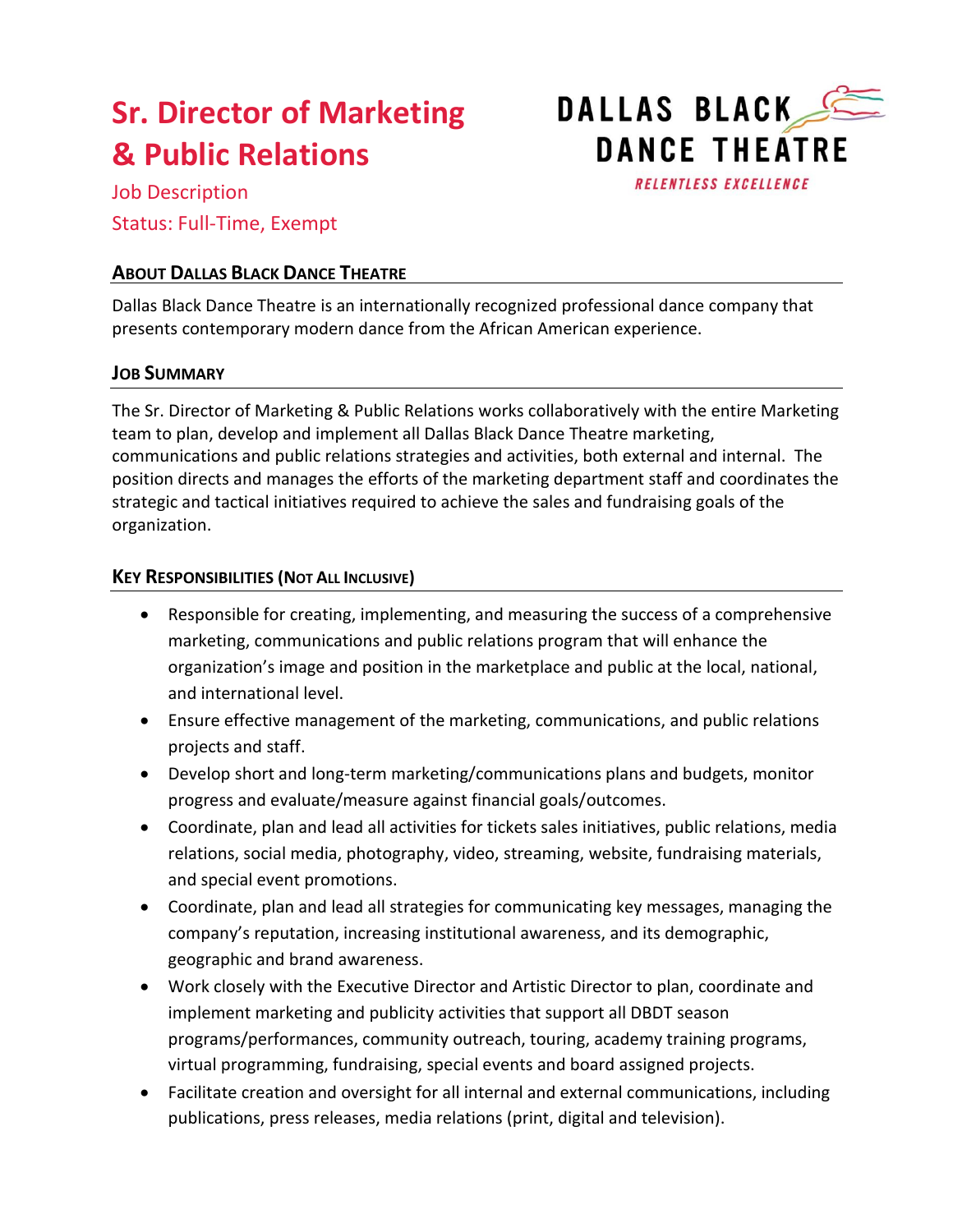# Sr. Director of Marketing & Public Relations

Job Description

Status: Full-Time, Exempt

DALLAS BLACK DANCE THEATRE

RELENTLESS EXCELLENCE

## ABOUT DALLAS BLACK DANCE THEATRE

Dallas Black Dance Theatre is an internationally recognized professional dance company that presents contemporary modern dance from the African American experience.

## JOB SUMMARY

The Sr. Director of Marketing & Public Relations works collaboratively with the entire Marketing team to plan, develop and implement all Dallas Black Dance Theatre marketing, communications and public relations strategies and activities, both external and internal. The position directs and manages the efforts of the marketing department staff and coordinates the strategic and tactical initiatives required to achieve the sales and fundraising goals of the organization.

## KEY RESPONSIBILITIES (NOT ALL INCLUSIVE)

- Responsible for creating, implementing, and measuring the success of a comprehensive marketing, communications and public relations program that will enhance the organization's image and position in the marketplace and public at the local, national, and international level.
- Ensure effective management of the marketing, communications, and public relations projects and staff.
- Develop short and long-term marketing/communications plans and budgets, monitor progress and evaluate/measure against financial goals/outcomes.
- Coordinate, plan and lead all activities for tickets sales initiatives, public relations, media relations, social media, photography, video, streaming, website, fundraising materials, and special event promotions.
- Coordinate, plan and lead all strategies for communicating key messages, managing the company's reputation, increasing institutional awareness, and its demographic, geographic and brand awareness.
- Work closely with the Executive Director and Artistic Director to plan, coordinate and implement marketing and publicity activities that support all DBDT season programs/performances, community outreach, touring, academy training programs, virtual programming, fundraising, special events and board assigned projects.
- Facilitate creation and oversight for all internal and external communications, including publications, press releases, media relations (print, digital and television).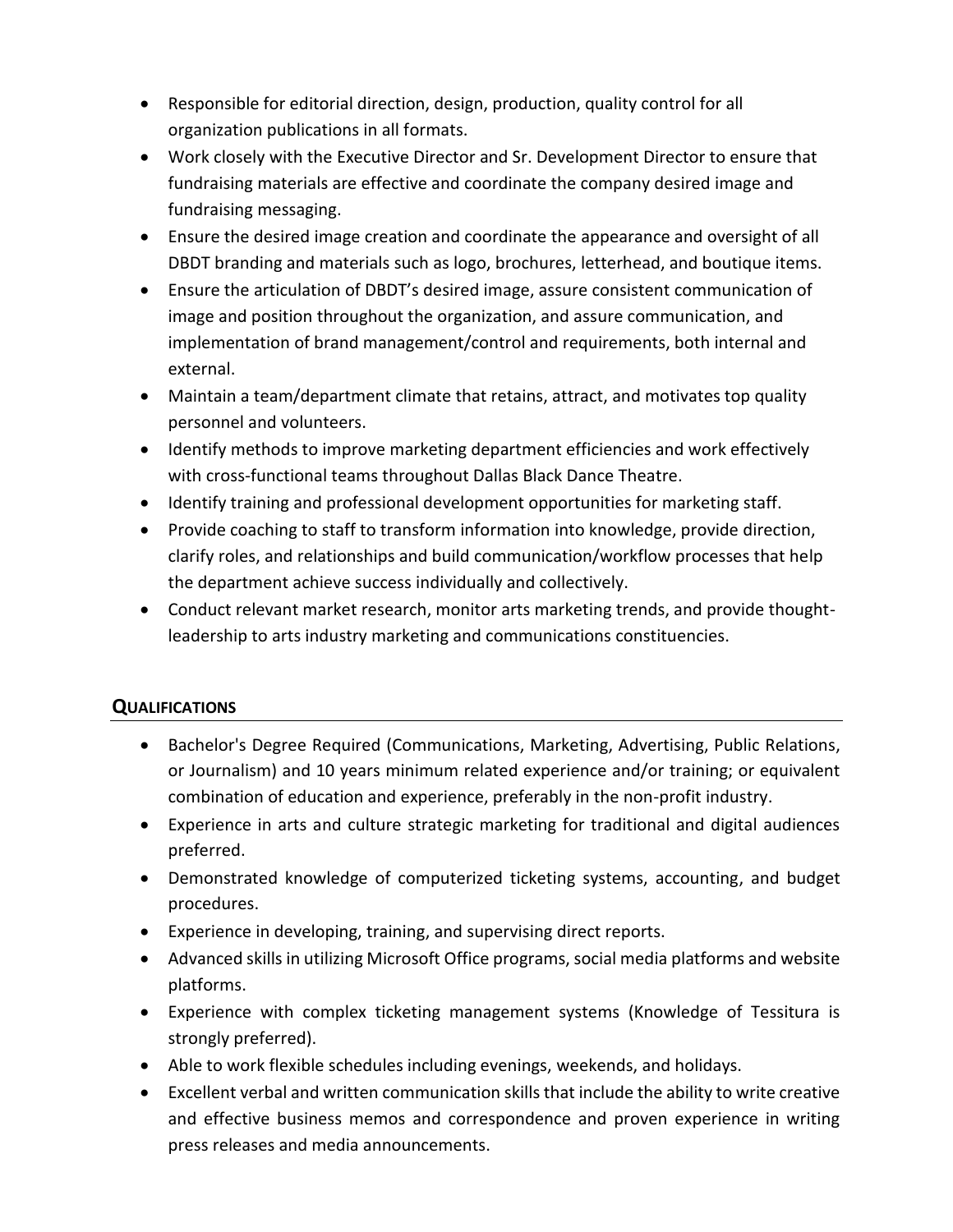- Responsible for editorial direction, design, production, quality control for all organization publications in all formats.
- Work closely with the Executive Director and Sr. Development Director to ensure that fundraising materials are effective and coordinate the company desired image and fundraising messaging.
- Ensure the desired image creation and coordinate the appearance and oversight of all DBDT branding and materials such as logo, brochures, letterhead, and boutique items.
- Ensure the articulation of DBDT's desired image, assure consistent communication of image and position throughout the organization, and assure communication, and implementation of brand management/control and requirements, both internal and external.
- Maintain a team/department climate that retains, attract, and motivates top quality personnel and volunteers.
- Identify methods to improve marketing department efficiencies and work effectively with cross-functional teams throughout Dallas Black Dance Theatre.
- Identify training and professional development opportunities for marketing staff.
- Provide coaching to staff to transform information into knowledge, provide direction, clarify roles, and relationships and build communication/workflow processes that help the department achieve success individually and collectively.
- Conduct relevant market research, monitor arts marketing trends, and provide thought-leadership to arts industry marketing and communications constituencies.

## QUALIFICATIONS

- Bachelor's Degree Required (Communications, Marketing, Advertising, Public Relations, or Journalism) and 10 years minimum related experience and/or training; or equivalent combination of education and experience, preferably in the non-profit industry.
- Experience in arts and culture strategic marketing for traditional and digital audiences preferred.
- Demonstrated knowledge of computerized ticketing systems, accounting, and budget procedures.
- Experience in developing, training, and supervising direct reports.
- Advanced skills in utilizing Microsoft Office programs, social media platforms and website platforms.
- Experience with complex ticketing management systems (Knowledge of Tessitura is strongly preferred).
- Able to work flexible schedules including evenings, weekends, and holidays.
- Excellent verbal and written communication skills that include the ability to write creative and effective business memos and correspondence and proven experience in writing press releases and media announcements.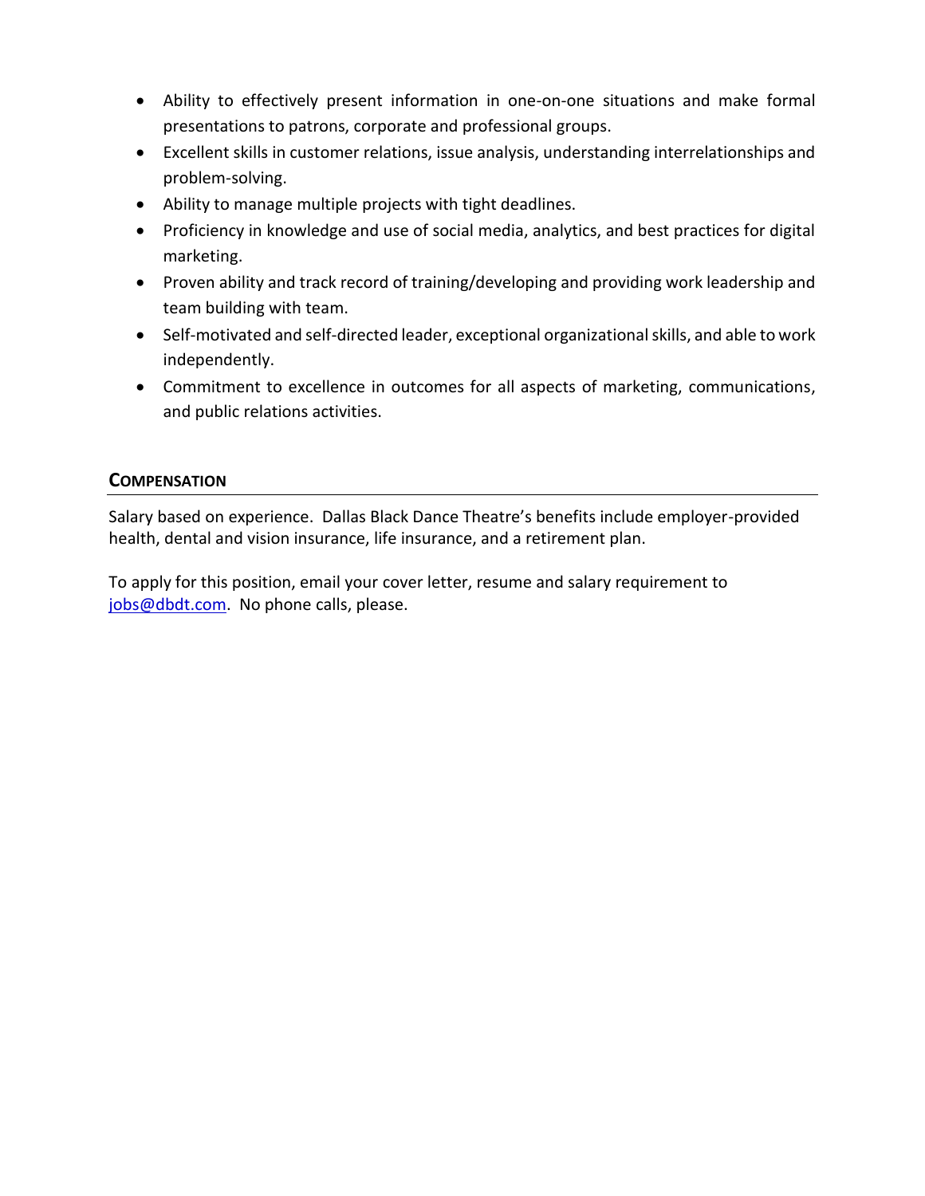- Ability to effectively present information in one-on-one situations and make formal presentations to patrons, corporate and professional groups.
- Excellent skills in customer relations, issue analysis, understanding interrelationships and problem-solving.
- Ability to manage multiple projects with tight deadlines.
- Proficiency in knowledge and use of social media, analytics, and best practices for digital marketing.
- Proven ability and track record of training/developing and providing work leadership and team building with team.
- Self-motivated and self-directed leader, exceptional organizational skills, and able to work independently.
- Commitment to excellence in outcomes for all aspects of marketing, communications, and public relations activities.

## COMPENSATION

Salary based on experience. Dallas Black Dance Theatre's benefits include employer-provided health, dental and vision insurance, life insurance, and a retirement plan.

To apply for this position, email your cover letter, resume and salary requirement to jobs@dbdt.com. No phone calls, please.